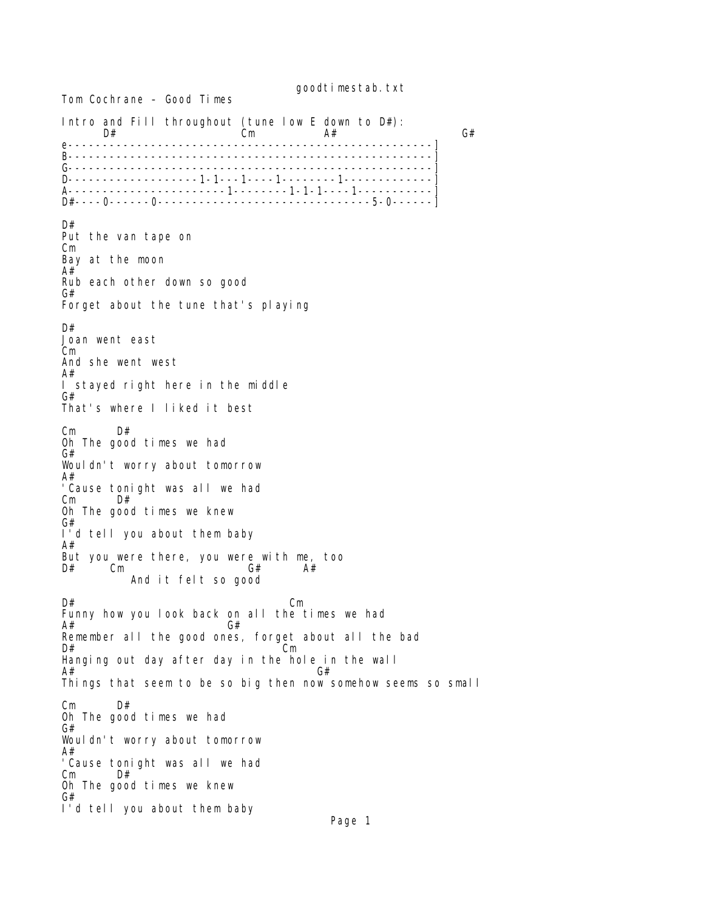Tom Cochrane - Good Times

Intro and Fill throughout (tune low E down to D#):

```
      D#                    Cm          A#                 G#
e-----------------------------------------------------]
B-----------------------------------------------------]
G-----------------------------------------------------]
D------------------1-1---1----1--------1-------------]
A----------------------1--------1-1-1----1-----------]
D#----0------0------------------------------5-0------]
```

```
D#
Put the van tape on
Cm
Bay at the moon
A#
Rub each other down so good
G#
Forget about the tune that's playing

D#
Joan went east
Cm
And she went west
A#
I stayed right here in the middle
G#
That's where I liked it best

Cm      D#
Oh The good times we had
G#
Wouldn't worry about tomorrow
A#
'Cause tonight was all we had
Cm      D#
Oh The good times we knew
G#
I'd tell you about them baby
A#
But you were there, you were with me, too
D#     Cm               G#      A#
          And it felt so good

D#                              Cm
Funny how you look back on all the times we had
A#                     G#
Remember all the good ones, forget about all the bad
D#                              Cm
Hanging out day after day in the hole in the wall
A#                                        G#
Things that seem to be so big then now somehow seems so small

Cm      D#
Oh The good times we had
G#
Wouldn't worry about tomorrow
A#
'Cause tonight was all we had
Cm      D#
Oh The good times we knew
G#
I'd tell you about them baby
```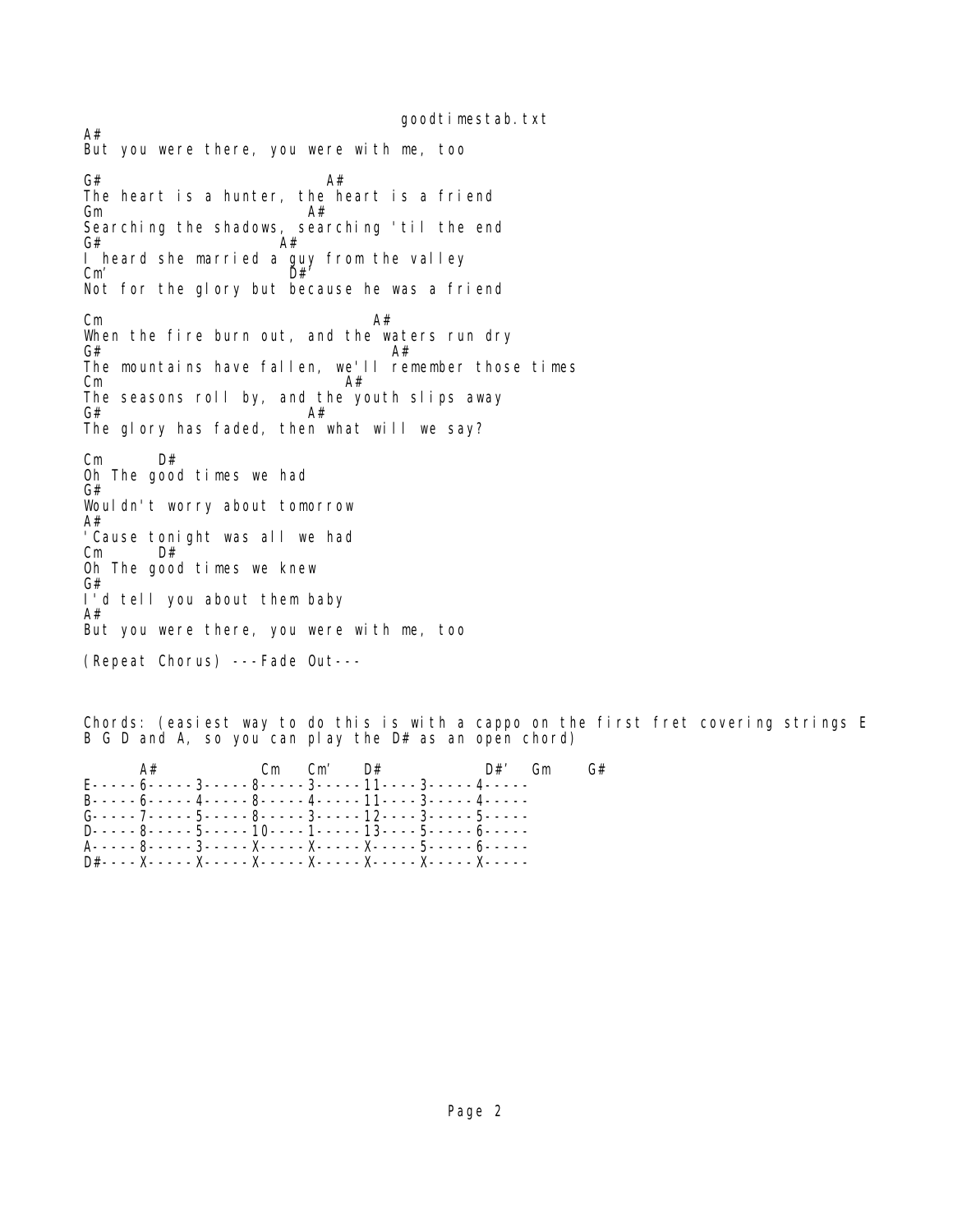```
A#
But you were there, you were with me, too

G#                         A#
The heart is a hunter, the heart is a friend
Gm                   A#
Searching the shadows, searching 'til the end
G#                    A#
I heard she married a guy from the valley
Cm'                  D#'
Not for the glory but because he was a friend

Cm                              A#
When the fire burn out, and the waters run dry
G#                                  A#
The mountains have fallen, we'll remember those times
Cm                            A#
The seasons roll by, and the youth slips away
G#                        A#
The glory has faded, then what will we say?

Cm      D#
Oh The good times we had
G#
Wouldn't worry about tomorrow
A#
'Cause tonight was all we had
Cm      D#
Oh The good times we knew
G#
I'd tell you about them baby
A#
But you were there, you were with me, too

(Repeat Chorus) ---Fade Out---


Chords: (easiest way to do this is with a cappo on the first fret covering strings E
B G D and A, so you can play the D# as an open chord)

      A#          Cm   Cm'   D#          D#'  Gm    G#
E-----6-----3-----8-----3-----11----3-----4-----
B-----6-----4-----8-----4-----11----3-----4-----
G-----7-----5-----8-----3-----12----3-----5-----
D-----8-----5-----10----1-----13----5-----6-----
A-----8-----3-----X-----X-----X-----5-----6-----
D#----X-----X-----X-----X-----X-----X-----X-----
```